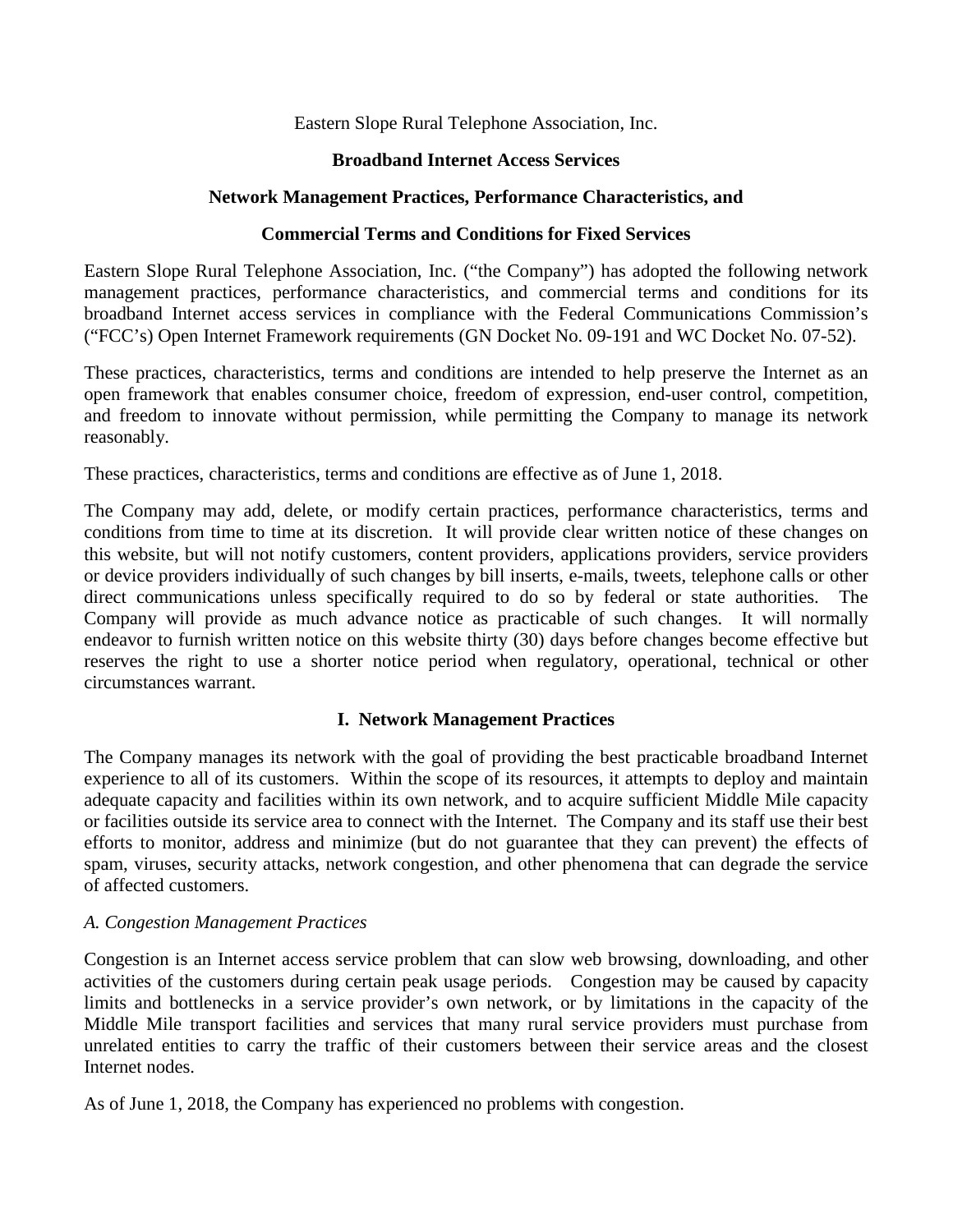Eastern Slope Rural Telephone Association, Inc.

**Broadband Internet Access Services**

**Network Management Practices, Performance Characteristics, and**

**Commercial Terms and Conditions for Fixed Services**

Eastern Slope Rural Telephone Association, Inc. ("the Company") has adopted the following network management practices, performance characteristics, and commercial terms and conditions for its broadband Internet access services in compliance with the Federal Communications Commission's ("FCC's) Open Internet Framework requirements (GN Docket No. 09-191 and WC Docket No. 07-52).

These practices, characteristics, terms and conditions are intended to help preserve the Internet as an open framework that enables consumer choice, freedom of expression, end-user control, competition, and freedom to innovate without permission, while permitting the Company to manage its network reasonably.

These practices, characteristics, terms and conditions are effective as of June 1, 2018.

The Company may add, delete, or modify certain practices, performance characteristics, terms and conditions from time to time at its discretion. It will provide clear written notice of these changes on this website, but will not notify customers, content providers, applications providers, service providers or device providers individually of such changes by bill inserts, e-mails, tweets, telephone calls or other direct communications unless specifically required to do so by federal or state authorities. The Company will provide as much advance notice as practicable of such changes. It will normally endeavor to furnish written notice on this website thirty (30) days before changes become effective but reserves the right to use a shorter notice period when regulatory, operational, technical or other circumstances warrant.

## I. Network Management Practices

The Company manages its network with the goal of providing the best practicable broadband Internet experience to all of its customers. Within the scope of its resources, it attempts to deploy and maintain adequate capacity and facilities within its own network, and to acquire sufficient Middle Mile capacity or facilities outside its service area to connect with the Internet. The Company and its staff use their best efforts to monitor, address and minimize (but do not guarantee that they can prevent) the effects of spam, viruses, security attacks, network congestion, and other phenomena that can degrade the service of affected customers.

*A. Congestion Management Practices*

Congestion is an Internet access service problem that can slow web browsing, downloading, and other activities of the customers during certain peak usage periods. Congestion may be caused by capacity limits and bottlenecks in a service provider's own network, or by limitations in the capacity of the Middle Mile transport facilities and services that many rural service providers must purchase from unrelated entities to carry the traffic of their customers between their service areas and the closest Internet nodes.

As of June 1, 2018, the Company has experienced no problems with congestion.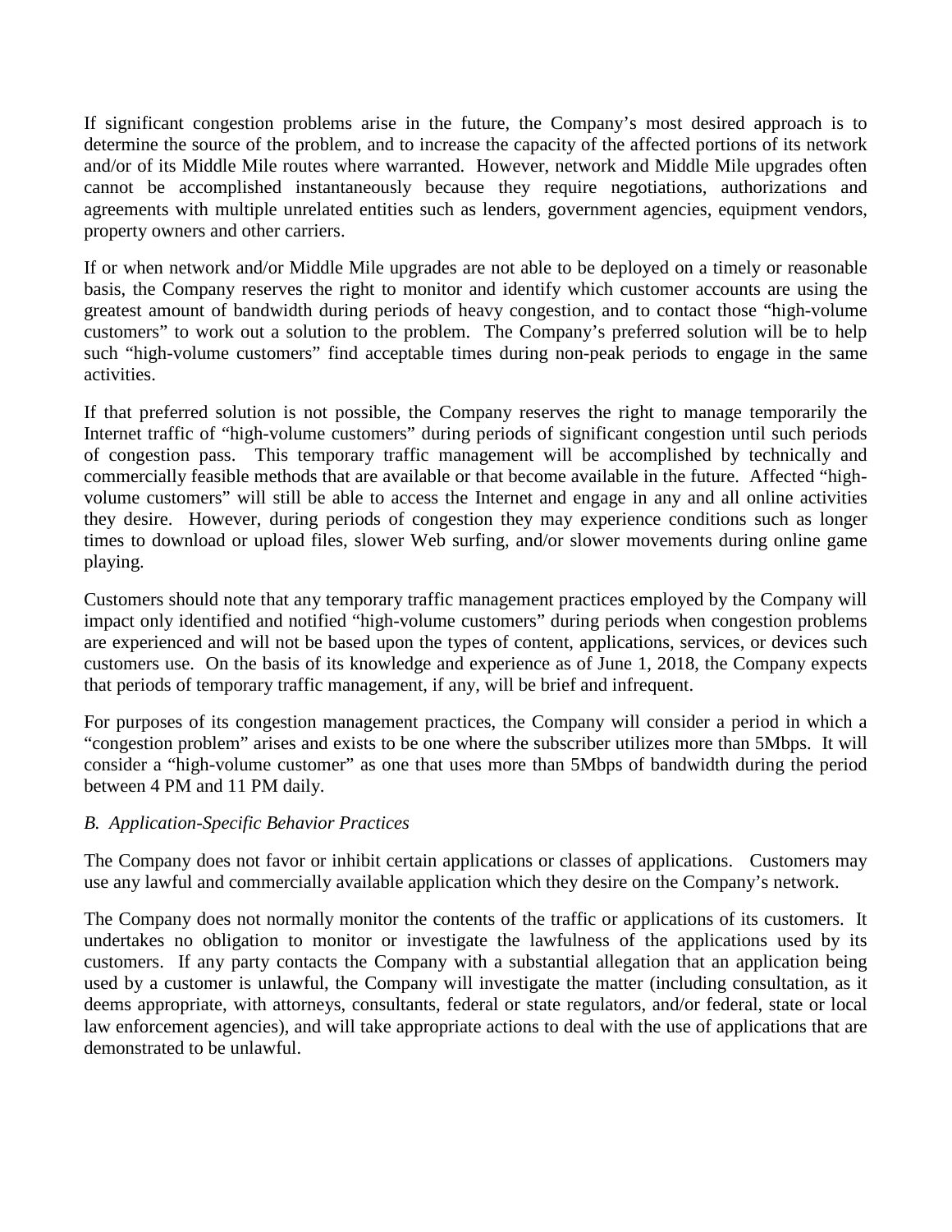If significant congestion problems arise in the future, the Company's most desired approach is to determine the source of the problem, and to increase the capacity of the affected portions of its network and/or of its Middle Mile routes where warranted. However, network and Middle Mile upgrades often cannot be accomplished instantaneously because they require negotiations, authorizations and agreements with multiple unrelated entities such as lenders, government agencies, equipment vendors, property owners and other carriers.

If or when network and/or Middle Mile upgrades are not able to be deployed on a timely or reasonable basis, the Company reserves the right to monitor and identify which customer accounts are using the greatest amount of bandwidth during periods of heavy congestion, and to contact those "high-volume customers" to work out a solution to the problem. The Company's preferred solution will be to help such "high-volume customers" find acceptable times during non-peak periods to engage in the same activities.

If that preferred solution is not possible, the Company reserves the right to manage temporarily the Internet traffic of "high-volume customers" during periods of significant congestion until such periods of congestion pass. This temporary traffic management will be accomplished by technically and commercially feasible methods that are available or that become available in the future. Affected "high-volume customers" will still be able to access the Internet and engage in any and all online activities they desire. However, during periods of congestion they may experience conditions such as longer times to download or upload files, slower Web surfing, and/or slower movements during online game playing.

Customers should note that any temporary traffic management practices employed by the Company will impact only identified and notified "high-volume customers" during periods when congestion problems are experienced and will not be based upon the types of content, applications, services, or devices such customers use. On the basis of its knowledge and experience as of June 1, 2018, the Company expects that periods of temporary traffic management, if any, will be brief and infrequent.

For purposes of its congestion management practices, the Company will consider a period in which a "congestion problem" arises and exists to be one where the subscriber utilizes more than 5Mbps. It will consider a "high-volume customer" as one that uses more than 5Mbps of bandwidth during the period between 4 PM and 11 PM daily.

*B. Application-Specific Behavior Practices*

The Company does not favor or inhibit certain applications or classes of applications. Customers may use any lawful and commercially available application which they desire on the Company's network.

The Company does not normally monitor the contents of the traffic or applications of its customers. It undertakes no obligation to monitor or investigate the lawfulness of the applications used by its customers. If any party contacts the Company with a substantial allegation that an application being used by a customer is unlawful, the Company will investigate the matter (including consultation, as it deems appropriate, with attorneys, consultants, federal or state regulators, and/or federal, state or local law enforcement agencies), and will take appropriate actions to deal with the use of applications that are demonstrated to be unlawful.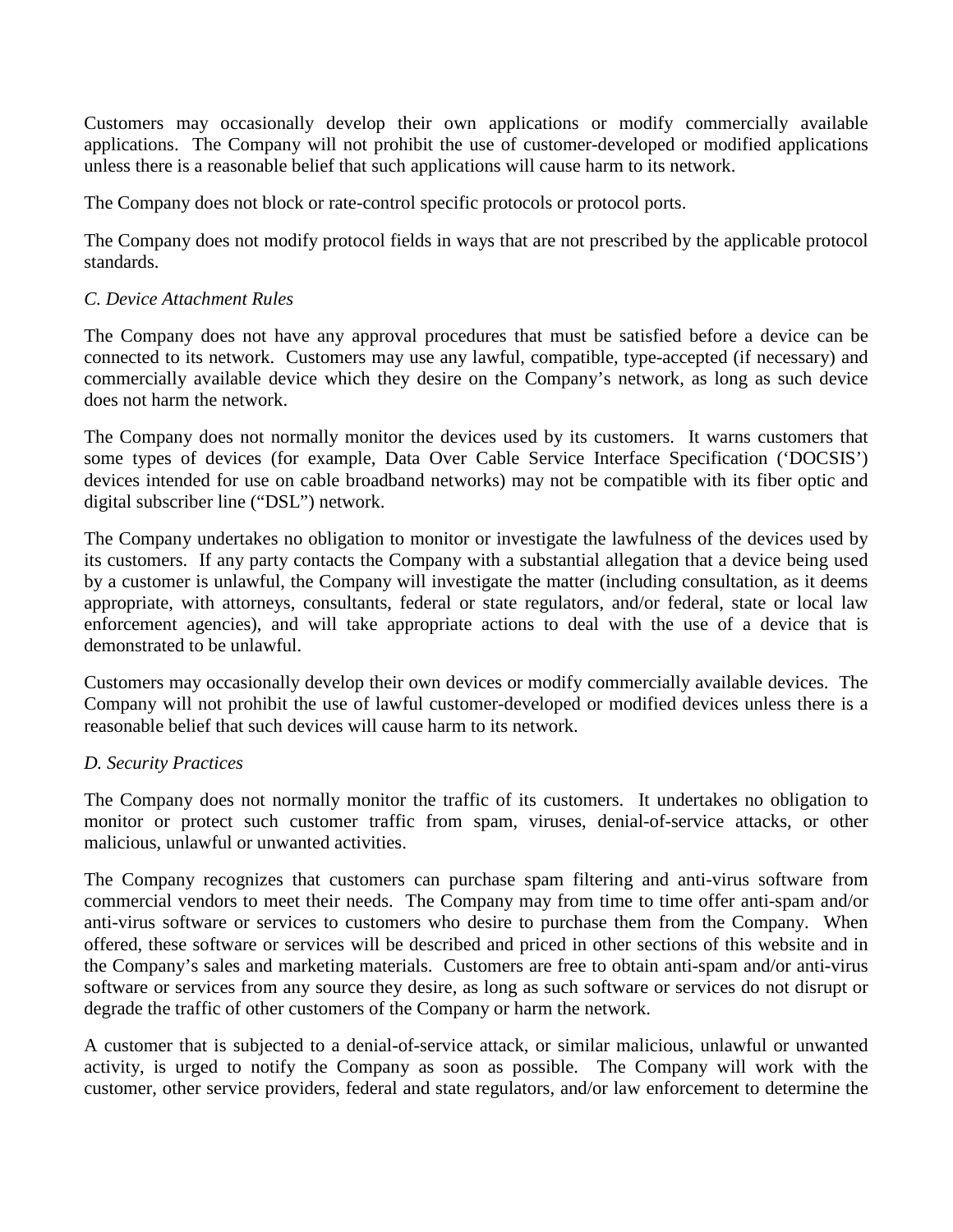Customers may occasionally develop their own applications or modify commercially available applications. The Company will not prohibit the use of customer-developed or modified applications unless there is a reasonable belief that such applications will cause harm to its network.

The Company does not block or rate-control specific protocols or protocol ports.

The Company does not modify protocol fields in ways that are not prescribed by the applicable protocol standards.

*C. Device Attachment Rules*

The Company does not have any approval procedures that must be satisfied before a device can be connected to its network. Customers may use any lawful, compatible, type-accepted (if necessary) and commercially available device which they desire on the Company's network, as long as such device does not harm the network.

The Company does not normally monitor the devices used by its customers. It warns customers that some types of devices (for example, Data Over Cable Service Interface Specification ('DOCSIS') devices intended for use on cable broadband networks) may not be compatible with its fiber optic and digital subscriber line ("DSL") network.

The Company undertakes no obligation to monitor or investigate the lawfulness of the devices used by its customers. If any party contacts the Company with a substantial allegation that a device being used by a customer is unlawful, the Company will investigate the matter (including consultation, as it deems appropriate, with attorneys, consultants, federal or state regulators, and/or federal, state or local law enforcement agencies), and will take appropriate actions to deal with the use of a device that is demonstrated to be unlawful.

Customers may occasionally develop their own devices or modify commercially available devices. The Company will not prohibit the use of lawful customer-developed or modified devices unless there is a reasonable belief that such devices will cause harm to its network.

*D. Security Practices*

The Company does not normally monitor the traffic of its customers. It undertakes no obligation to monitor or protect such customer traffic from spam, viruses, denial-of-service attacks, or other malicious, unlawful or unwanted activities.

The Company recognizes that customers can purchase spam filtering and anti-virus software from commercial vendors to meet their needs. The Company may from time to time offer anti-spam and/or anti-virus software or services to customers who desire to purchase them from the Company. When offered, these software or services will be described and priced in other sections of this website and in the Company's sales and marketing materials. Customers are free to obtain anti-spam and/or anti-virus software or services from any source they desire, as long as such software or services do not disrupt or degrade the traffic of other customers of the Company or harm the network.

A customer that is subjected to a denial-of-service attack, or similar malicious, unlawful or unwanted activity, is urged to notify the Company as soon as possible. The Company will work with the customer, other service providers, federal and state regulators, and/or law enforcement to determine the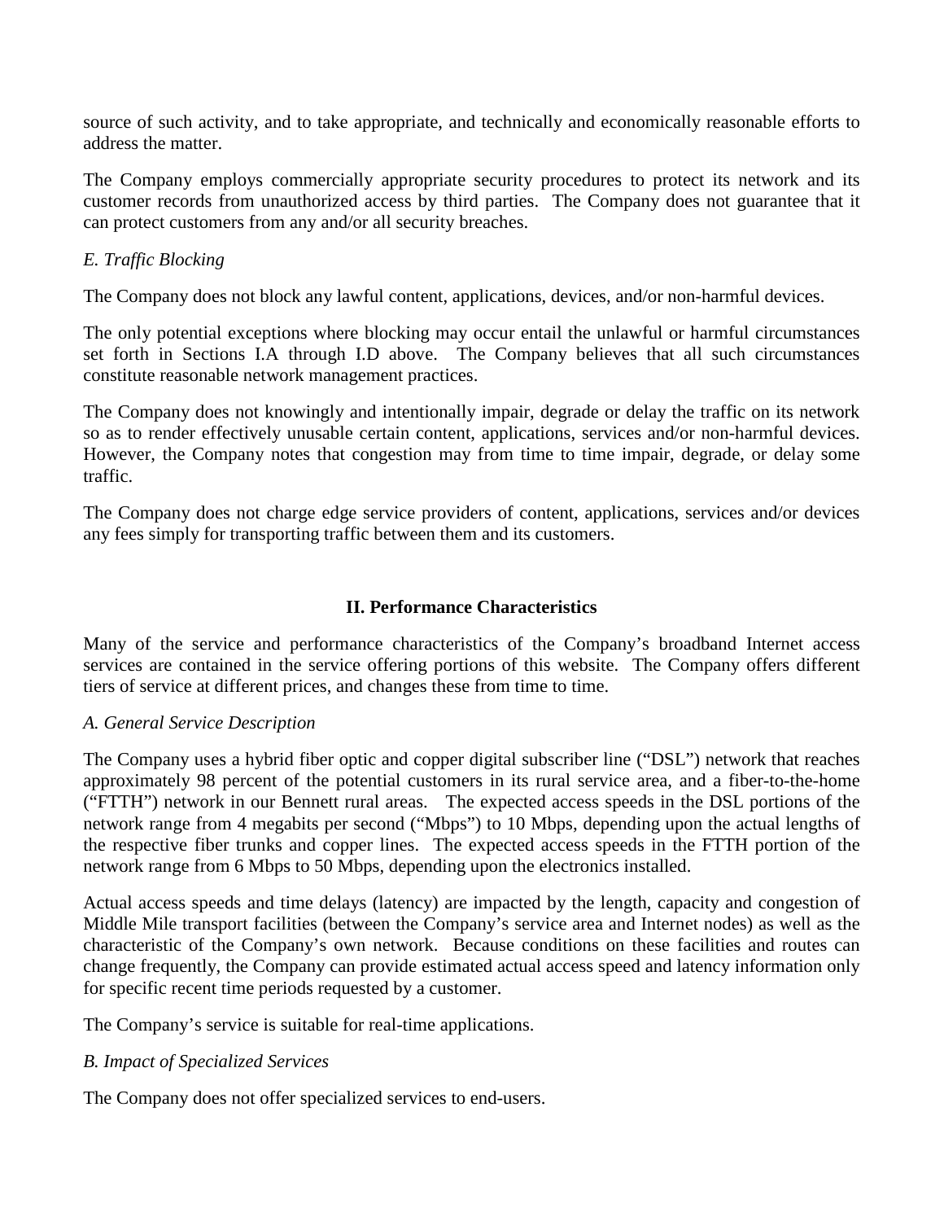source of such activity, and to take appropriate, and technically and economically reasonable efforts to address the matter.

The Company employs commercially appropriate security procedures to protect its network and its customer records from unauthorized access by third parties. The Company does not guarantee that it can protect customers from any and/or all security breaches.

*E. Traffic Blocking*

The Company does not block any lawful content, applications, devices, and/or non-harmful devices.

The only potential exceptions where blocking may occur entail the unlawful or harmful circumstances set forth in Sections I.A through I.D above. The Company believes that all such circumstances constitute reasonable network management practices.

The Company does not knowingly and intentionally impair, degrade or delay the traffic on its network so as to render effectively unusable certain content, applications, services and/or non-harmful devices. However, the Company notes that congestion may from time to time impair, degrade, or delay some traffic.

The Company does not charge edge service providers of content, applications, services and/or devices any fees simply for transporting traffic between them and its customers.

## II. Performance Characteristics

Many of the service and performance characteristics of the Company's broadband Internet access services are contained in the service offering portions of this website. The Company offers different tiers of service at different prices, and changes these from time to time.

*A. General Service Description*

The Company uses a hybrid fiber optic and copper digital subscriber line ("DSL") network that reaches approximately 98 percent of the potential customers in its rural service area, and a fiber-to-the-home ("FTTH") network in our Bennett rural areas. The expected access speeds in the DSL portions of the network range from 4 megabits per second ("Mbps") to 10 Mbps, depending upon the actual lengths of the respective fiber trunks and copper lines. The expected access speeds in the FTTH portion of the network range from 6 Mbps to 50 Mbps, depending upon the electronics installed.

Actual access speeds and time delays (latency) are impacted by the length, capacity and congestion of Middle Mile transport facilities (between the Company's service area and Internet nodes) as well as the characteristic of the Company's own network. Because conditions on these facilities and routes can change frequently, the Company can provide estimated actual access speed and latency information only for specific recent time periods requested by a customer.

The Company's service is suitable for real-time applications.

*B. Impact of Specialized Services*

The Company does not offer specialized services to end-users.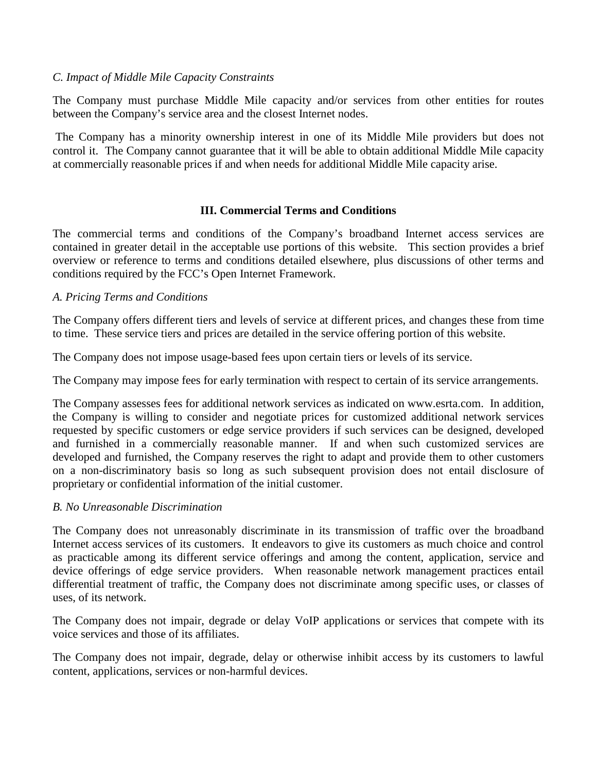*C. Impact of Middle Mile Capacity Constraints*

The Company must purchase Middle Mile capacity and/or services from other entities for routes between the Company's service area and the closest Internet nodes.

The Company has a minority ownership interest in one of its Middle Mile providers but does not control it. The Company cannot guarantee that it will be able to obtain additional Middle Mile capacity at commercially reasonable prices if and when needs for additional Middle Mile capacity arise.

## III. Commercial Terms and Conditions

The commercial terms and conditions of the Company's broadband Internet access services are contained in greater detail in the acceptable use portions of this website. This section provides a brief overview or reference to terms and conditions detailed elsewhere, plus discussions of other terms and conditions required by the FCC's Open Internet Framework.

*A. Pricing Terms and Conditions*

The Company offers different tiers and levels of service at different prices, and changes these from time to time. These service tiers and prices are detailed in the service offering portion of this website.

The Company does not impose usage-based fees upon certain tiers or levels of its service.

The Company may impose fees for early termination with respect to certain of its service arrangements.

The Company assesses fees for additional network services as indicated on www.esrta.com. In addition, the Company is willing to consider and negotiate prices for customized additional network services requested by specific customers or edge service providers if such services can be designed, developed and furnished in a commercially reasonable manner. If and when such customized services are developed and furnished, the Company reserves the right to adapt and provide them to other customers on a non-discriminatory basis so long as such subsequent provision does not entail disclosure of proprietary or confidential information of the initial customer.

*B. No Unreasonable Discrimination*

The Company does not unreasonably discriminate in its transmission of traffic over the broadband Internet access services of its customers. It endeavors to give its customers as much choice and control as practicable among its different service offerings and among the content, application, service and device offerings of edge service providers. When reasonable network management practices entail differential treatment of traffic, the Company does not discriminate among specific uses, or classes of uses, of its network.

The Company does not impair, degrade or delay VoIP applications or services that compete with its voice services and those of its affiliates.

The Company does not impair, degrade, delay or otherwise inhibit access by its customers to lawful content, applications, services or non-harmful devices.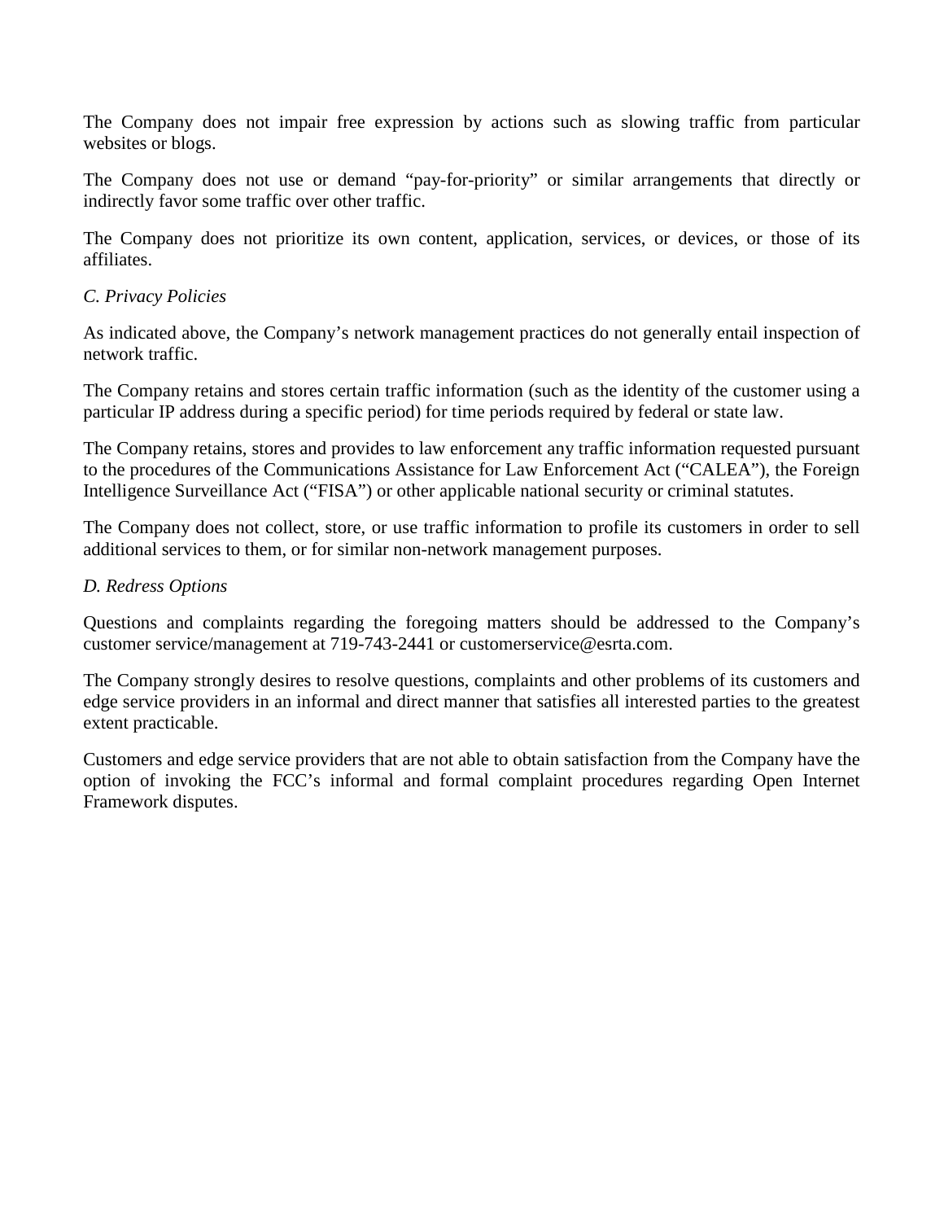The Company does not impair free expression by actions such as slowing traffic from particular websites or blogs.

The Company does not use or demand "pay-for-priority" or similar arrangements that directly or indirectly favor some traffic over other traffic.

The Company does not prioritize its own content, application, services, or devices, or those of its affiliates.

*C. Privacy Policies*

As indicated above, the Company's network management practices do not generally entail inspection of network traffic.

The Company retains and stores certain traffic information (such as the identity of the customer using a particular IP address during a specific period) for time periods required by federal or state law.

The Company retains, stores and provides to law enforcement any traffic information requested pursuant to the procedures of the Communications Assistance for Law Enforcement Act ("CALEA"), the Foreign Intelligence Surveillance Act ("FISA") or other applicable national security or criminal statutes.

The Company does not collect, store, or use traffic information to profile its customers in order to sell additional services to them, or for similar non-network management purposes.

*D. Redress Options*

Questions and complaints regarding the foregoing matters should be addressed to the Company's customer service/management at 719-743-2441 or customerservice@esrta.com.

The Company strongly desires to resolve questions, complaints and other problems of its customers and edge service providers in an informal and direct manner that satisfies all interested parties to the greatest extent practicable.

Customers and edge service providers that are not able to obtain satisfaction from the Company have the option of invoking the FCC's informal and formal complaint procedures regarding Open Internet Framework disputes.